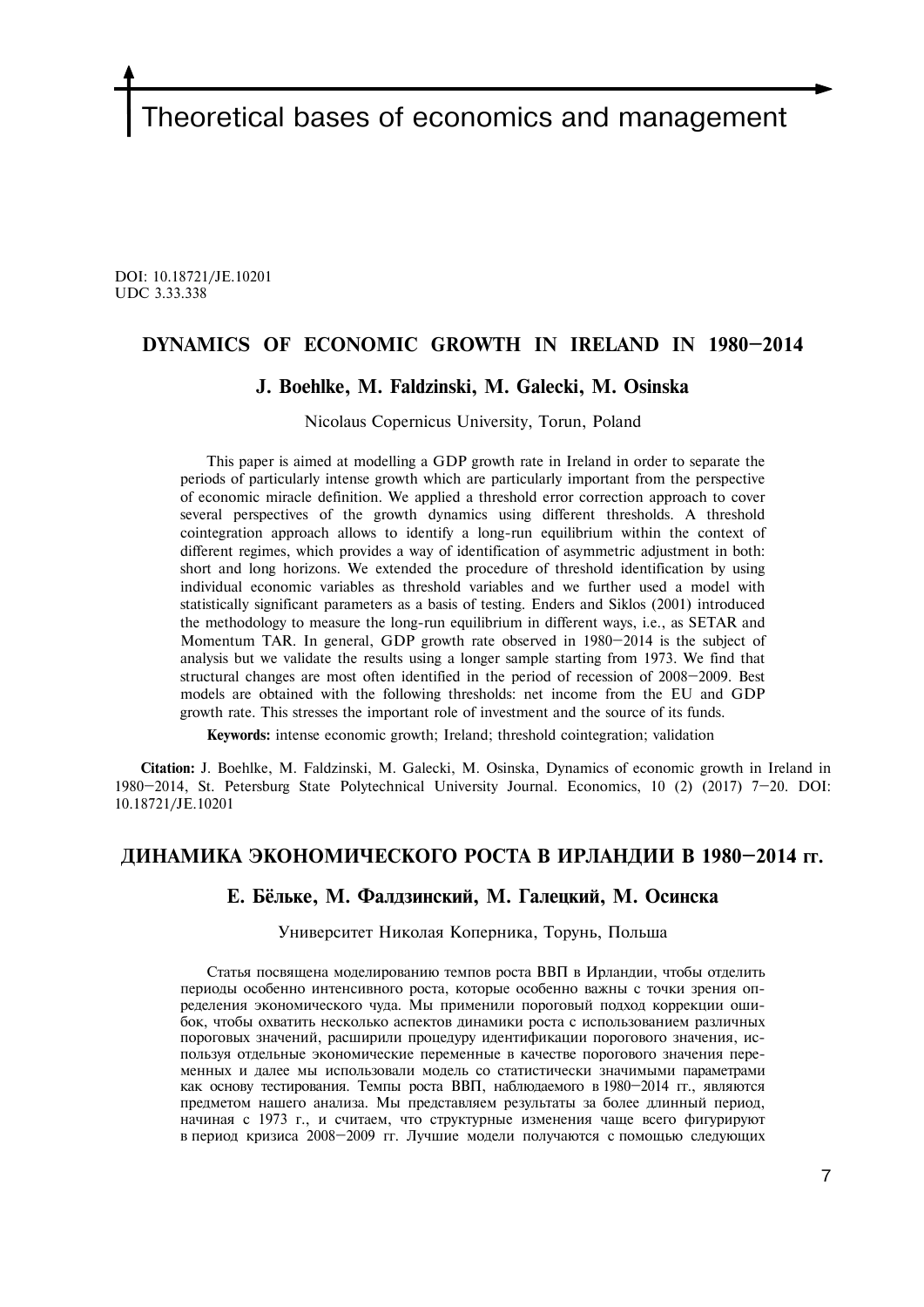# Theoretical bases of economics and management

DOI: 10.18721/JE.10201
UDC 3.33.338

## DYNAMICS OF ECONOMIC GROWTH IN IRELAND IN 1980–2014

### J. Boehlke, M. Faldzinski, M. Galecki, M. Osinska

Nicolaus Copernicus University, Torun, Poland

This paper is aimed at modelling a GDP growth rate in Ireland in order to separate the periods of particularly intense growth which are particularly important from the perspective of economic miracle definition. We applied a threshold error correction approach to cover several perspectives of the growth dynamics using different thresholds. A threshold cointegration approach allows to identify a long-run equilibrium within the context of different regimes, which provides a way of identification of asymmetric adjustment in both: short and long horizons. We extended the procedure of threshold identification by using individual economic variables as threshold variables and we further used a model with statistically significant parameters as a basis of testing. Enders and Siklos (2001) introduced the methodology to measure the long-run equilibrium in different ways, i.e., as SETAR and Momentum TAR. In general, GDP growth rate observed in 1980–2014 is the subject of analysis but we validate the results using a longer sample starting from 1973. We find that structural changes are most often identified in the period of recession of 2008–2009. Best models are obtained with the following thresholds: net income from the EU and GDP growth rate. This stresses the important role of investment and the source of its funds.

**Keywords:** intense economic growth; Ireland; threshold cointegration; validation

**Citation:** J. Boehlke, M. Faldzinski, M. Galecki, M. Osinska, Dynamics of economic growth in Ireland in 1980–2014, St. Petersburg State Polytechnical University Journal. Economics, 10 (2) (2017) 7–20. DOI: 10.18721/JE.10201

## ДИНАМИКА ЭКОНОМИЧЕСКОГО РОСТА В ИРЛАНДИИ В 1980–2014 гг.

### Е. Бёльке, М. Фалдзинский, М. Галецкий, М. Осинска

Университет Николая Коперника, Торунь, Польша

Статья посвящена моделированию темпов роста ВВП в Ирландии, чтобы отделить периоды особенно интенсивного роста, которые особенно важны с точки зрения определения экономического чуда. Мы применили пороговый подход коррекции ошибок, чтобы охватить несколько аспектов динамики роста с использованием различных пороговых значений, расширили процедуру идентификации порогового значения, используя отдельные экономические переменные в качестве порогового значения переменных и далее мы использовали модель со статистически значимыми параметрами как основу тестирования. Темпы роста ВВП, наблюдаемого в 1980–2014 гг., являются предметом нашего анализа. Мы представляем результаты за более длинный период, начиная с 1973 г., и считаем, что структурные изменения чаще всего фигурируют в период кризиса 2008–2009 гг. Лучшие модели получаются с помощью следующих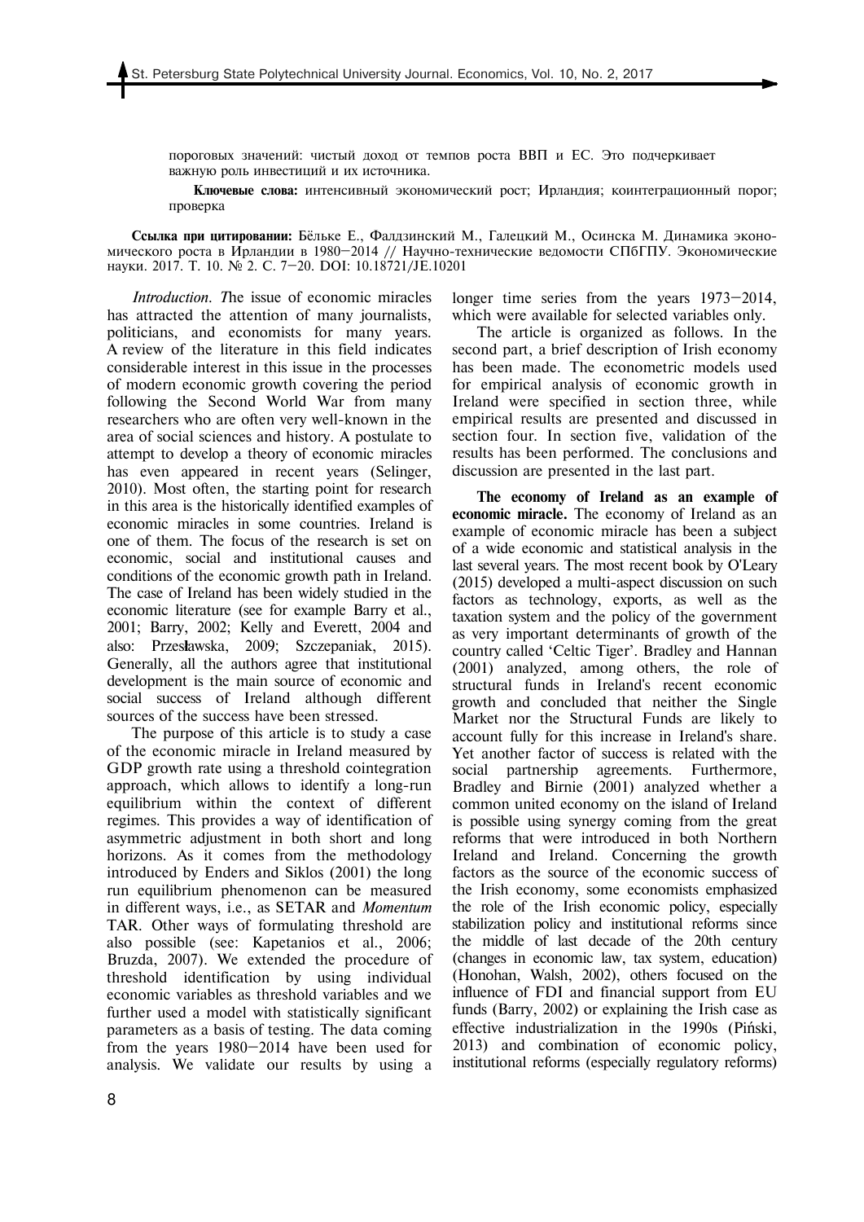пороговых значений: чистый доход от темпов роста ВВП и ЕС. Это подчеркивает важную роль инвестиций и их источника.

**Ключевые слова:** интенсивный экономический рост; Ирландия; коинтеграционный порог; проверка

**Ссылка при цитировании:** Бёльке Е., Фалдзинский М., Галецкий М., Осинска М. Динамика экономического роста в Ирландии в 1980–2014 // Научно-технические ведомости СПбГПУ. Экономические науки. 2017. Т. 10. № 2. С. 7–20. DOI: 10.18721/JE.10201

*Introduction.* The issue of economic miracles has attracted the attention of many journalists, politicians, and economists for many years. A review of the literature in this field indicates considerable interest in this issue in the processes of modern economic growth covering the period following the Second World War from many researchers who are often very well-known in the area of social sciences and history. A postulate to attempt to develop a theory of economic miracles has even appeared in recent years (Selinger, 2010). Most often, the starting point for research in this area is the historically identified examples of economic miracles in some countries. Ireland is one of them. The focus of the research is set on economic, social and institutional causes and conditions of the economic growth path in Ireland. The case of Ireland has been widely studied in the economic literature (see for example Barry et al., 2001; Barry, 2002; Kelly and Everett, 2004 and also: Przesławska, 2009; Szczepaniak, 2015). Generally, all the authors agree that institutional development is the main source of economic and social success of Ireland although different sources of the success have been stressed.

The purpose of this article is to study a case of the economic miracle in Ireland measured by GDP growth rate using a threshold cointegration approach, which allows to identify a long-run equilibrium within the context of different regimes. This provides a way of identification of asymmetric adjustment in both short and long horizons. As it comes from the methodology introduced by Enders and Siklos (2001) the long run equilibrium phenomenon can be measured in different ways, i.e., as SETAR and *Momentum* TAR. Other ways of formulating threshold are also possible (see: Kapetanios et al., 2006; Bruzda, 2007). We extended the procedure of threshold identification by using individual economic variables as threshold variables and we further used a model with statistically significant parameters as a basis of testing. The data coming from the years 1980–2014 have been used for analysis. We validate our results by using a longer time series from the years 1973–2014, which were available for selected variables only.

The article is organized as follows. In the second part, a brief description of Irish economy has been made. The econometric models used for empirical analysis of economic growth in Ireland were specified in section three, while empirical results are presented and discussed in section four. In section five, validation of the results has been performed. The conclusions and discussion are presented in the last part.

**The economy of Ireland as an example of economic miracle.** The economy of Ireland as an example of economic miracle has been a subject of a wide economic and statistical analysis in the last several years. The most recent book by O'Leary (2015) developed a multi-aspect discussion on such factors as technology, exports, as well as the taxation system and the policy of the government as very important determinants of growth of the country called 'Celtic Tiger'. Bradley and Hannan (2001) analyzed, among others, the role of structural funds in Ireland's recent economic growth and concluded that neither the Single Market nor the Structural Funds are likely to account fully for this increase in Ireland's share. Yet another factor of success is related with the social partnership agreements. Furthermore, Bradley and Birnie (2001) analyzed whether a common united economy on the island of Ireland is possible using synergy coming from the great reforms that were introduced in both Northern Ireland and Ireland. Concerning the growth factors as the source of the economic success of the Irish economy, some economists emphasized the role of the Irish economic policy, especially stabilization policy and institutional reforms since the middle of last decade of the 20th century (changes in economic law, tax system, education) (Honohan, Walsh, 2002), others focused on the influence of FDI and financial support from EU funds (Barry, 2002) or explaining the Irish case as effective industrialization in the 1990s (Piński, 2013) and combination of economic policy, institutional reforms (especially regulatory reforms)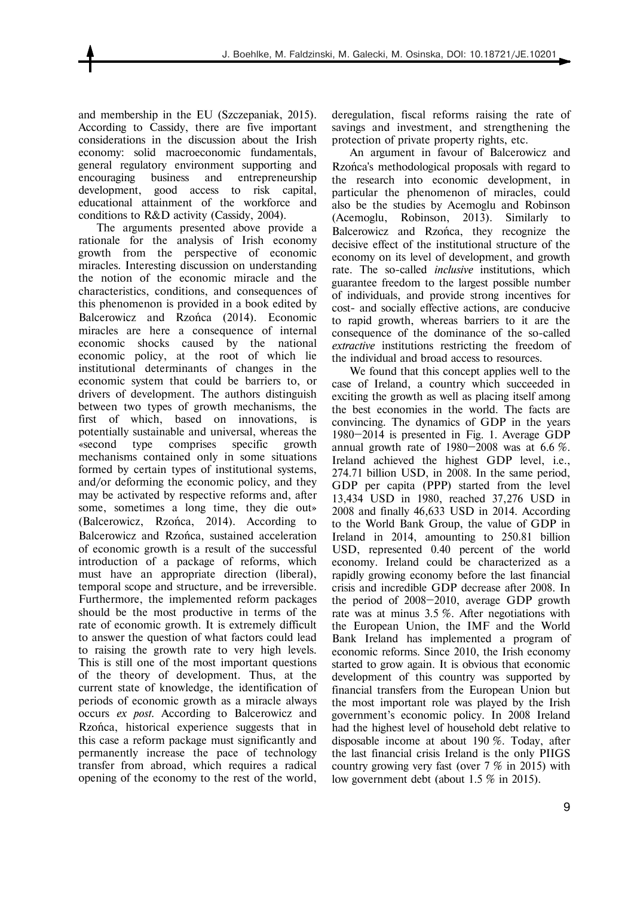and membership in the EU (Szczepaniak, 2015). According to Cassidy, there are five important considerations in the discussion about the Irish economy: solid macroeconomic fundamentals, general regulatory environment supporting and encouraging business and entrepreneurship development, good access to risk capital, educational attainment of the workforce and conditions to R&D activity (Cassidy, 2004).

The arguments presented above provide a rationale for the analysis of Irish economy growth from the perspective of economic miracles. Interesting discussion on understanding the notion of the economic miracle and the characteristics, conditions, and consequences of this phenomenon is provided in a book edited by Balcerowicz and Rzońca (2014). Economic miracles are here a consequence of internal economic shocks caused by the national economic policy, at the root of which lie institutional determinants of changes in the economic system that could be barriers to, or drivers of development. The authors distinguish between two types of growth mechanisms, the first of which, based on innovations, is potentially sustainable and universal, whereas the «second type comprises specific growth mechanisms contained only in some situations formed by certain types of institutional systems, and/or deforming the economic policy, and they may be activated by respective reforms and, after some, sometimes a long time, they die out» (Balcerowicz, Rzońca, 2014). According to Balcerowicz and Rzońca, sustained acceleration of economic growth is a result of the successful introduction of a package of reforms, which must have an appropriate direction (liberal), temporal scope and structure, and be irreversible. Furthermore, the implemented reform packages should be the most productive in terms of the rate of economic growth. It is extremely difficult to answer the question of what factors could lead to raising the growth rate to very high levels. This is still one of the most important questions of the theory of development. Thus, at the current state of knowledge, the identification of periods of economic growth as a miracle always occurs *ex post*. According to Balcerowicz and Rzońca, historical experience suggests that in this case a reform package must significantly and permanently increase the pace of technology transfer from abroad, which requires a radical opening of the economy to the rest of the world, deregulation, fiscal reforms raising the rate of savings and investment, and strengthening the protection of private property rights, etc.

An argument in favour of Balcerowicz and Rzońca's methodological proposals with regard to the research into economic development, in particular the phenomenon of miracles, could also be the studies by Acemoglu and Robinson (Acemoglu, Robinson, 2013). Similarly to Balcerowicz and Rzońca, they recognize the decisive effect of the institutional structure of the economy on its level of development, and growth rate. The so-called *inclusive* institutions, which guarantee freedom to the largest possible number of individuals, and provide strong incentives for cost- and socially effective actions, are conducive to rapid growth, whereas barriers to it are the consequence of the dominance of the so-called *extractive* institutions restricting the freedom of the individual and broad access to resources.

We found that this concept applies well to the case of Ireland, a country which succeeded in exciting the growth as well as placing itself among the best economies in the world. The facts are convincing. The dynamics of GDP in the years 1980–2014 is presented in Fig. 1. Average GDP annual growth rate of 1980–2008 was at 6.6 %. Ireland achieved the highest GDP level, i.e., 274.71 billion USD, in 2008. In the same period, GDP per capita (PPP) started from the level 13,434 USD in 1980, reached 37,276 USD in 2008 and finally 46,633 USD in 2014. According to the World Bank Group, the value of GDP in Ireland in 2014, amounting to 250.81 billion USD, represented 0.40 percent of the world economy. Ireland could be characterized as a rapidly growing economy before the last financial crisis and incredible GDP decrease after 2008. In the period of 2008–2010, average GDP growth rate was at minus 3.5 %. After negotiations with the European Union, the IMF and the World Bank Ireland has implemented a program of economic reforms. Since 2010, the Irish economy started to grow again. It is obvious that economic development of this country was supported by financial transfers from the European Union but the most important role was played by the Irish government's economic policy. In 2008 Ireland had the highest level of household debt relative to disposable income at about 190 %. Today, after the last financial crisis Ireland is the only PIIGS country growing very fast (over 7 % in 2015) with low government debt (about 1.5 % in 2015).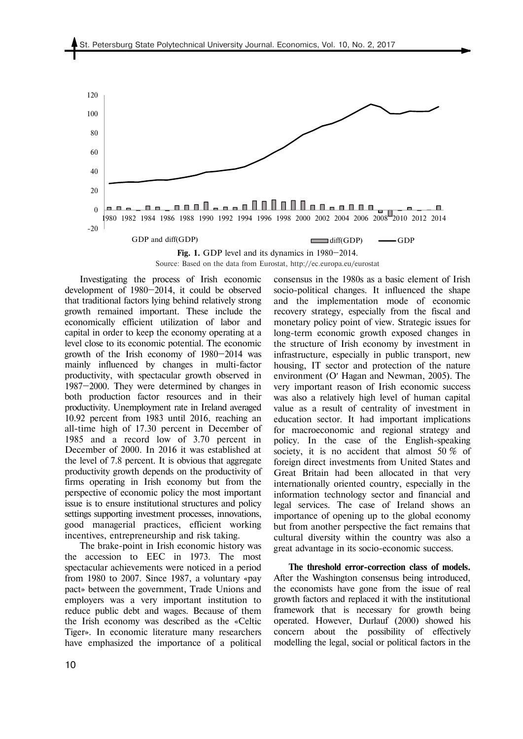**Fig. 1.** GDP level and its dynamics in 1980–2014.

Source: Based on the data from Eurostat, http://ec.europa.eu/eurostat

Investigating the process of Irish economic development of 1980–2014, it could be observed that traditional factors lying behind relatively strong growth remained important. These include the economically efficient utilization of labor and capital in order to keep the economy operating at a level close to its economic potential. The economic growth of the Irish economy of 1980–2014 was mainly influenced by changes in multi-factor productivity, with spectacular growth observed in 1987–2000. They were determined by changes in both production factor resources and in their productivity. Unemployment rate in Ireland averaged 10.92 percent from 1983 until 2016, reaching an all-time high of 17.30 percent in December of 1985 and a record low of 3.70 percent in December of 2000. In 2016 it was established at the level of 7.8 percent. It is obvious that aggregate productivity growth depends on the productivity of firms operating in Irish economy but from the perspective of economic policy the most important issue is to ensure institutional structures and policy settings supporting investment processes, innovations, good managerial practices, efficient working incentives, entrepreneurship and risk taking.

The brake-point in Irish economic history was the accession to EEC in 1973. The most spectacular achievements were noticed in a period from 1980 to 2007. Since 1987, a voluntary «pay pact» between the government, Trade Unions and employers was a very important institution to reduce public debt and wages. Because of them the Irish economy was described as the «Celtic Tiger». In economic literature many researchers have emphasized the importance of a political consensus in the 1980s as a basic element of Irish socio-political changes. It influenced the shape and the implementation mode of economic recovery strategy, especially from the fiscal and monetary policy point of view. Strategic issues for long-term economic growth exposed changes in the structure of Irish economy by investment in infrastructure, especially in public transport, new housing, IT sector and protection of the nature environment (O′ Hagan and Newman, 2005). The very important reason of Irish economic success was also a relatively high level of human capital value as a result of centrality of investment in education sector. It had important implications for macroeconomic and regional strategy and policy. In the case of the English-speaking society, it is no accident that almost 50 % of foreign direct investments from United States and Great Britain had been allocated in that very internationally oriented country, especially in the information technology sector and financial and legal services. The case of Ireland shows an importance of opening up to the global economy but from another perspective the fact remains that cultural diversity within the country was also a great advantage in its socio-economic success.

**The threshold error-correction class of models.** After the Washington consensus being introduced, the economists have gone from the issue of real growth factors and replaced it with the institutional framework that is necessary for growth being operated. However, Durlauf (2000) showed his concern about the possibility of effectively modelling the legal, social or political factors in the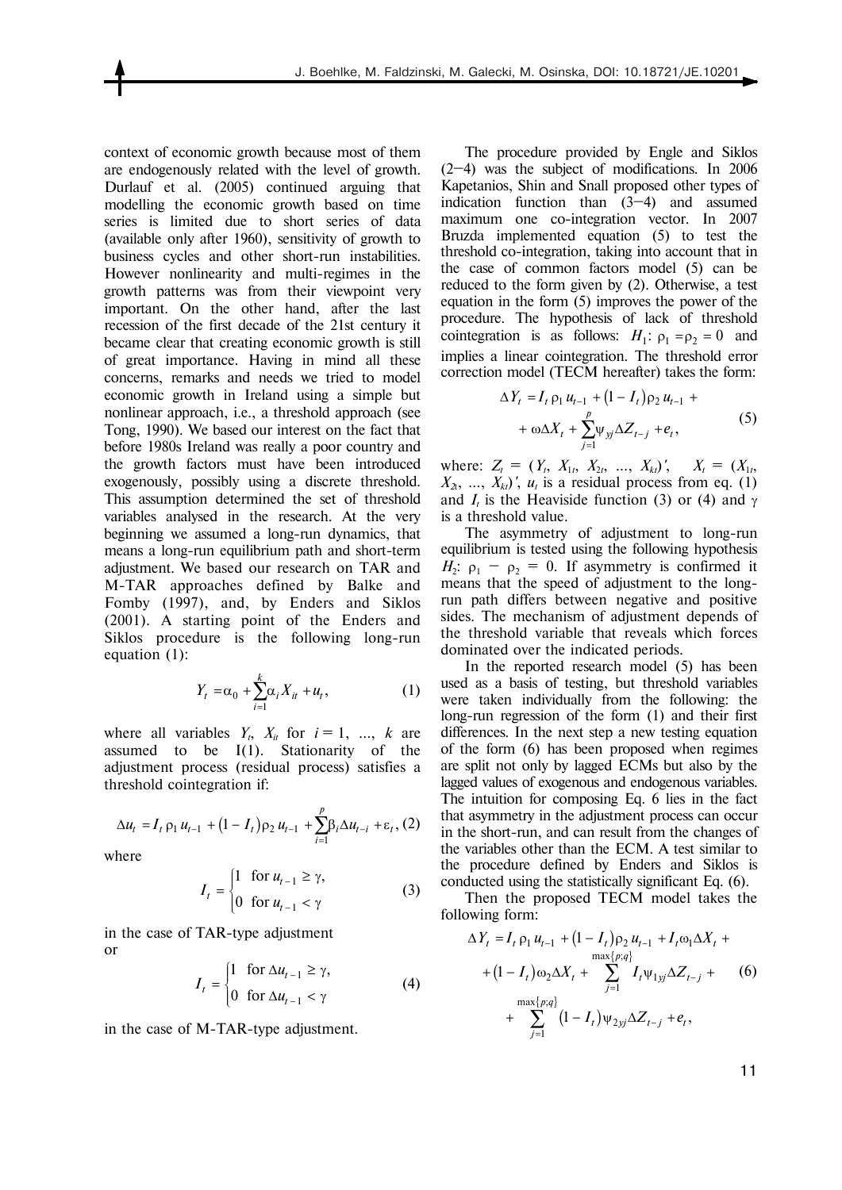context of economic growth because most of them are endogenously related with the level of growth. Durlauf et al. (2005) continued arguing that modelling the economic growth based on time series is limited due to short series of data (available only after 1960), sensitivity of growth to business cycles and other short-run instabilities. However nonlinearity and multi-regimes in the growth patterns was from their viewpoint very important. On the other hand, after the last recession of the first decade of the 21st century it became clear that creating economic growth is still of great importance. Having in mind all these concerns, remarks and needs we tried to model economic growth in Ireland using a simple but nonlinear approach, i.e., a threshold approach (see Tong, 1990). We based our interest on the fact that before 1980s Ireland was really a poor country and the growth factors must have been introduced exogenously, possibly using a discrete threshold. This assumption determined the set of threshold variables analysed in the research. At the very beginning we assumed a long-run dynamics, that means a long-run equilibrium path and short-term adjustment. We based our research on TAR and M-TAR approaches defined by Balke and Fomby (1997), and, by Enders and Siklos (2001). A starting point of the Enders and Siklos procedure is the following long-run equation (1):

$$Y_t = \alpha_0 + \sum_{i=1}^{k} \alpha_i X_{it} + u_t, \qquad (1)$$

where all variables $Y_t$, $X_{it}$ for $i = 1, \ldots, k$ are assumed to be I(1). Stationarity of the adjustment process (residual process) satisfies a threshold cointegration if:

$$\Delta u_t = I_t \rho_1 u_{t-1} + (1 - I_t)\rho_2 u_{t-1} + \sum_{i=1}^{p} \beta_i \Delta u_{t-i} + \varepsilon_t, \qquad (2)$$

where

$$I_t = \begin{cases} 1 & \text{for } u_{t-1} \geq \gamma, \\ 0 & \text{for } u_{t-1} < \gamma \end{cases} \qquad (3)$$

in the case of TAR-type adjustment or

$$I_t = \begin{cases} 1 & \text{for } \Delta u_{t-1} \geq \gamma, \\ 0 & \text{for } \Delta u_{t-1} < \gamma \end{cases} \qquad (4)$$

in the case of M-TAR-type adjustment.

The procedure provided by Engle and Siklos (2–4) was the subject of modifications. In 2006 Kapetanios, Shin and Snall proposed other types of indication function than (3–4) and assumed maximum one co-integration vector. In 2007 Bruzda implemented equation (5) to test the threshold co-integration, taking into account that in the case of common factors model (5) can be reduced to the form given by (2). Otherwise, a test equation in the form (5) improves the power of the procedure. The hypothesis of lack of threshold cointegration is as follows: $H_1$: $\rho_1 = \rho_2 = 0$ and implies a linear cointegration. The threshold error correction model (TECM hereafter) takes the form:

$$\Delta Y_t = I_t \rho_1 u_{t-1} + (1 - I_t)\rho_2 u_{t-1} + \\ + \omega \Delta X_t + \sum_{j=1}^{p} \psi_{yj} \Delta Z_{t-j} + e_t, \qquad (5)$$

where: $Z_t = (Y_t, X_{1t}, X_{2t}, \ldots, X_{kt})'$, $X_t = (X_{1t}, X_{2t}, \ldots, X_{kt})'$, $u_t$ is a residual process from eq. (1) and $I_t$ is the Heaviside function (3) or (4) and $\gamma$ is a threshold value.

The asymmetry of adjustment to long-run equilibrium is tested using the following hypothesis $H_2$: $\rho_1 - \rho_2 = 0$. If asymmetry is confirmed it means that the speed of adjustment to the long-run path differs between negative and positive sides. The mechanism of adjustment depends of the threshold variable that reveals which forces dominated over the indicated periods.

In the reported research model (5) has been used as a basis of testing, but threshold variables were taken individually from the following: the long-run regression of the form (1) and their first differences. In the next step a new testing equation of the form (6) has been proposed when regimes are split not only by lagged ECMs but also by the lagged values of exogenous and endogenous variables. The intuition for composing Eq. 6 lies in the fact that asymmetry in the adjustment process can occur in the short-run, and can result from the changes of the variables other than the ECM. A test similar to the procedure defined by Enders and Siklos is conducted using the statistically significant Eq. (6).

Then the proposed TECM model takes the following form:

$$\Delta Y_t = I_t \rho_1 u_{t-1} + (1 - I_t)\rho_2 u_{t-1} + I_t \omega_1 \Delta X_t + \\ + (1 - I_t)\omega_2 \Delta X_t + \sum_{j=1}^{\max\{p;q\}} I_t \psi_{1yj} \Delta Z_{t-j} + \\ + \sum_{j=1}^{\max\{p;q\}} (1 - I_t)\psi_{2yj} \Delta Z_{t-j} + e_t, \qquad (6)$$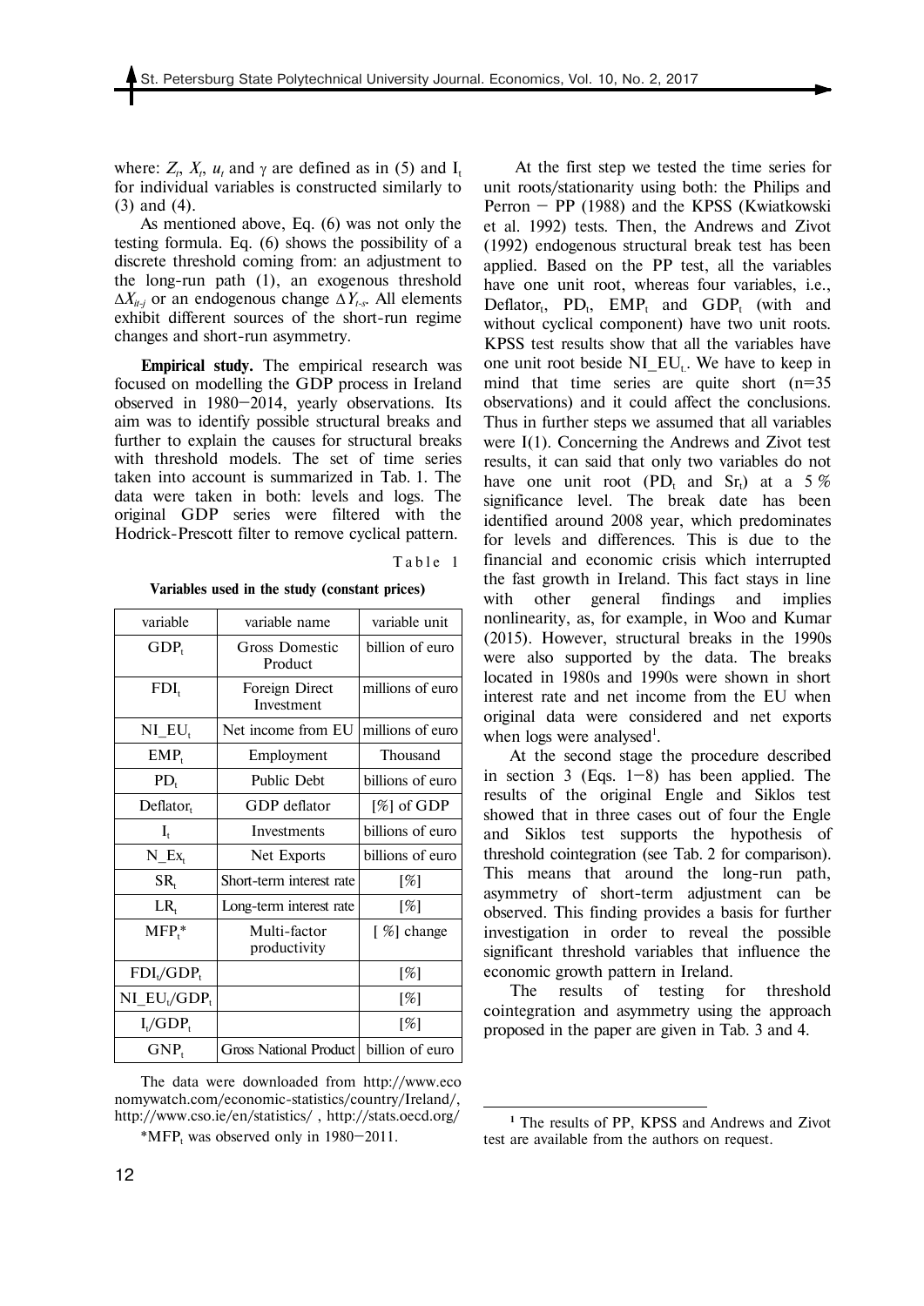where: $Z_t$, $X_t$, $u_t$ and $\gamma$ are defined as in (5) and $I_t$ for individual variables is constructed similarly to (3) and (4).

As mentioned above, Eq. (6) was not only the testing formula. Eq. (6) shows the possibility of a discrete threshold coming from: an adjustment to the long-run path (1), an exogenous threshold $\Delta X_{it-j}$ or an endogenous change $\Delta Y_{t-s}$. All elements exhibit different sources of the short-run regime changes and short-run asymmetry.

**Empirical study.** The empirical research was focused on modelling the GDP process in Ireland observed in 1980–2014, yearly observations. Its aim was to identify possible structural breaks and further to explain the causes for structural breaks with threshold models. The set of time series taken into account is summarized in Tab. 1. The data were taken in both: levels and logs. The original GDP series were filtered with the Hodrick-Prescott filter to remove cyclical pattern.

Table 1

**Variables used in the study (constant prices)**

| variable | variable name | variable unit |
|---|---|---|
| $GDP_t$ | Gross Domestic Product | billion of euro |
| $FDI_t$ | Foreign Direct Investment | millions of euro |
| $NI\_EU_t$ | Net income from EU | millions of euro |
| $EMP_t$ | Employment | Thousand |
| $PD_t$ | Public Debt | billions of euro |
| $Deflator_t$ | GDP deflator | [%] of GDP |
| $I_t$ | Investments | billions of euro |
| $N\_Ex_t$ | Net Exports | billions of euro |
| $SR_t$ | Short-term interest rate | [%] |
| $LR_t$ | Long-term interest rate | [%] |
| $MFP_t$* | Multi-factor productivity | [ %] change |
| $FDI_t/GDP_t$ | | [%] |
| $NI\_EU_t/GDP_t$ | | [%] |
| $I_t/GDP_t$ | | [%] |
| $GNP_t$ | Gross National Product | billion of euro |

The data were downloaded from http://www.economywatch.com/economic-statistics/country/Ireland/, http://www.cso.ie/en/statistics/ , http://stats.oecd.org/

*$MFP_t$ was observed only in 1980–2011.

At the first step we tested the time series for unit roots/stationarity using both: the Philips and Perron – PP (1988) and the KPSS (Kwiatkowski et al. 1992) tests. Then, the Andrews and Zivot (1992) endogenous structural break test has been applied. Based on the PP test, all the variables have one unit root, whereas four variables, i.e., $Deflator_t$, $PD_t$, $EMP_t$ and $GDP_t$ (with and without cyclical component) have two unit roots. KPSS test results show that all the variables have one unit root beside $NI\_EU_t$. We have to keep in mind that time series are quite short (n=35 observations) and it could affect the conclusions. Thus in further steps we assumed that all variables were I(1). Concerning the Andrews and Zivot test results, it can said that only two variables do not have one unit root ($PD_t$ and $Sr_t$) at a 5 % significance level. The break date has been identified around 2008 year, which predominates for levels and differences. This is due to the financial and economic crisis which interrupted the fast growth in Ireland. This fact stays in line with other general findings and implies nonlinearity, as, for example, in Woo and Kumar (2015). However, structural breaks in the 1990s were also supported by the data. The breaks located in 1980s and 1990s were shown in short interest rate and net income from the EU when original data were considered and net exports when logs were analysed[1].

At the second stage the procedure described in section 3 (Eqs. 1–8) has been applied. The results of the original Engle and Siklos test showed that in three cases out of four the Engle and Siklos test supports the hypothesis of threshold cointegration (see Tab. 2 for comparison). This means that around the long-run path, asymmetry of short-term adjustment can be observed. This finding provides a basis for further investigation in order to reveal the possible significant threshold variables that influence the economic growth pattern in Ireland.

The results of testing for threshold cointegration and asymmetry using the approach proposed in the paper are given in Tab. 3 and 4.

[1] The results of PP, KPSS and Andrews and Zivot test are available from the authors on request.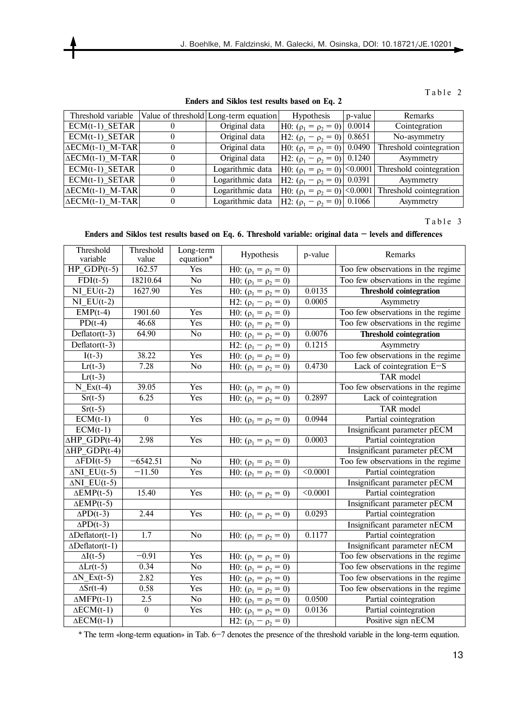Table 2

**Enders and Siklos test results based on Eq. 2**

| Threshold variable | Value of threshold | Long-term equation | Hypothesis | p-value | Remarks |
|---|---|---|---|---|---|
| ECM(t-1)_SETAR | 0 | Original data | H0: $(\rho_1 = \rho_2 = 0)$ | 0.0014 | Cointegration |
| ECM(t-1)_SETAR | 0 | Original data | H2: $(\rho_1 = \rho_2 = 0)$ | 0.8651 | No-asymmetry |
| ΔECM(t-1)_M-TAR | 0 | Original data | H0: $(\rho_1 = \rho_2 = 0)$ | 0.0490 | Threshold cointegration |
| ΔECM(t-1)_M-TAR | 0 | Original data | H2: $(\rho_1 = \rho_2 = 0)$ | 0.1240 | Asymmetry |
| ECM(t-1)_SETAR | 0 | Logarithmic data | H0: $(\rho_1 = \rho_2 = 0)$ | <0.0001 | Threshold cointegration |
| ECM(t-1)_SETAR | 0 | Logarithmic data | H2: $(\rho_1 = \rho_2 = 0)$ | 0.0391 | Asymmetry |
| ΔECM(t-1)_M-TAR | 0 | Logarithmic data | H0: $(\rho_1 = \rho_2 = 0)$ | <0.0001 | Threshold cointegration |
| ΔECM(t-1)_M-TAR | 0 | Logarithmic data | H2: $(\rho_1 = \rho_2 = 0)$ | 0.1066 | Asymmetry |

Table 3

**Enders and Siklos test results based on Eq. 6. Threshold variable: original data — levels and differences**

| Threshold variable | Threshold value | Long-term equation* | Hypothesis | p-value | Remarks |
|---|---|---|---|---|---|
| HP_GDP(t-5) | 162.57 | Yes | H0: $(\rho_1 = \rho_2 = 0)$ | | Too few observations in the regime |
| FDI(t-5) | 18210.64 | No | H0: $(\rho_1 = \rho_2 = 0)$ | | Too few observations in the regime |
| NI_EU(t-2) | 1627.90 | Yes | H0: $(\rho_1 = \rho_2 = 0)$ | 0.0135 | **Threshold cointegration** |
| NI_EU(t-2) | | | H2: $(\rho_1 = \rho_2 = 0)$ | 0.0005 | Asymmetry |
| EMP(t-4) | 1901.60 | Yes | H0: $(\rho_1 = \rho_2 = 0)$ | | Too few observations in the regime |
| PD(t-4) | 46.68 | Yes | H0: $(\rho_1 = \rho_2 = 0)$ | | Too few observations in the regime |
| Deflator(t-3) | 64.90 | No | H0: $(\rho_1 = \rho_2 = 0)$ | 0.0076 | **Threshold cointegration** |
| Deflator(t-3) | | | H2: $(\rho_1 = \rho_2 = 0)$ | 0.1215 | Asymmetry |
| I(t-3) | 38.22 | Yes | H0: $(\rho_1 = \rho_2 = 0)$ | | Too few observations in the regime |
| Lr(t-3) | 7.28 | No | H0: $(\rho_1 = \rho_2 = 0)$ | 0.4730 | Lack of cointegration E—S |
| Lr(t-3) | | | | | TAR model |
| N_Ex(t-4) | 39.05 | Yes | H0: $(\rho_1 = \rho_2 = 0)$ | | Too few observations in the regime |
| Sr(t-5) | 6.25 | Yes | H0: $(\rho_1 = \rho_2 = 0)$ | 0.2897 | Lack of cointegration |
| Sr(t-5) | | | | | TAR model |
| ECM(t-1) | 0 | Yes | H0: $(\rho_1 = \rho_2 = 0)$ | 0.0944 | Partial cointegration |
| ECM(t-1) | | | | | Insignificant parameter pECM |
| ΔHP_GDP(t-4) | 2.98 | Yes | H0: $(\rho_1 = \rho_2 = 0)$ | 0.0003 | Partial cointegration |
| ΔHP_GDP(t-4) | | | | | Insignificant parameter pECM |
| ΔFDI(t-5) | −6542.51 | No | H0: $(\rho_1 = \rho_2 = 0)$ | | Too few observations in the regime |
| ΔNI_EU(t-5) | −11.50 | Yes | H0: $(\rho_1 = \rho_2 = 0)$ | <0.0001 | Partial cointegration |
| ΔNI_EU(t-5) | | | | | Insignificant parameter pECM |
| ΔEMP(t-5) | 15.40 | Yes | H0: $(\rho_1 = \rho_2 = 0)$ | <0.0001 | Partial cointegration |
| ΔEMP(t-5) | | | | | Insignificant parameter pECM |
| ΔPD(t-3) | 2.44 | Yes | H0: $(\rho_1 = \rho_2 = 0)$ | 0.0293 | Partial cointegration |
| ΔPD(t-3) | | | | | Insignificant parameter nECM |
| ΔDeflator(t-1) | 1.7 | No | H0: $(\rho_1 = \rho_2 = 0)$ | 0.1177 | Partial cointegration |
| ΔDeflator(t-1) | | | | | Insignificant parameter nECM |
| ΔI(t-5) | −0.91 | Yes | H0: $(\rho_1 = \rho_2 = 0)$ | | Too few observations in the regime |
| ΔLr(t-5) | 0.34 | No | H0: $(\rho_1 = \rho_2 = 0)$ | | Too few observations in the regime |
| ΔN_Ex(t-5) | 2.82 | Yes | H0: $(\rho_1 = \rho_2 = 0)$ | | Too few observations in the regime |
| ΔSr(t-4) | 0.58 | Yes | H0: $(\rho_1 = \rho_2 = 0)$ | | Too few observations in the regime |
| ΔMFP(t-1) | 2.5 | No | H0: $(\rho_1 = \rho_2 = 0)$ | 0.0500 | Partial cointegration |
| ΔECM(t-1) | 0 | Yes | H0: $(\rho_1 = \rho_2 = 0)$ | 0.0136 | Partial cointegration |
| ΔECM(t-1) | | | H2: $(\rho_1 = \rho_2 = 0)$ | | Positive sign nECM |

\* The term «long-term equation» in Tab. 6—7 denotes the presence of the threshold variable in the long-term equation.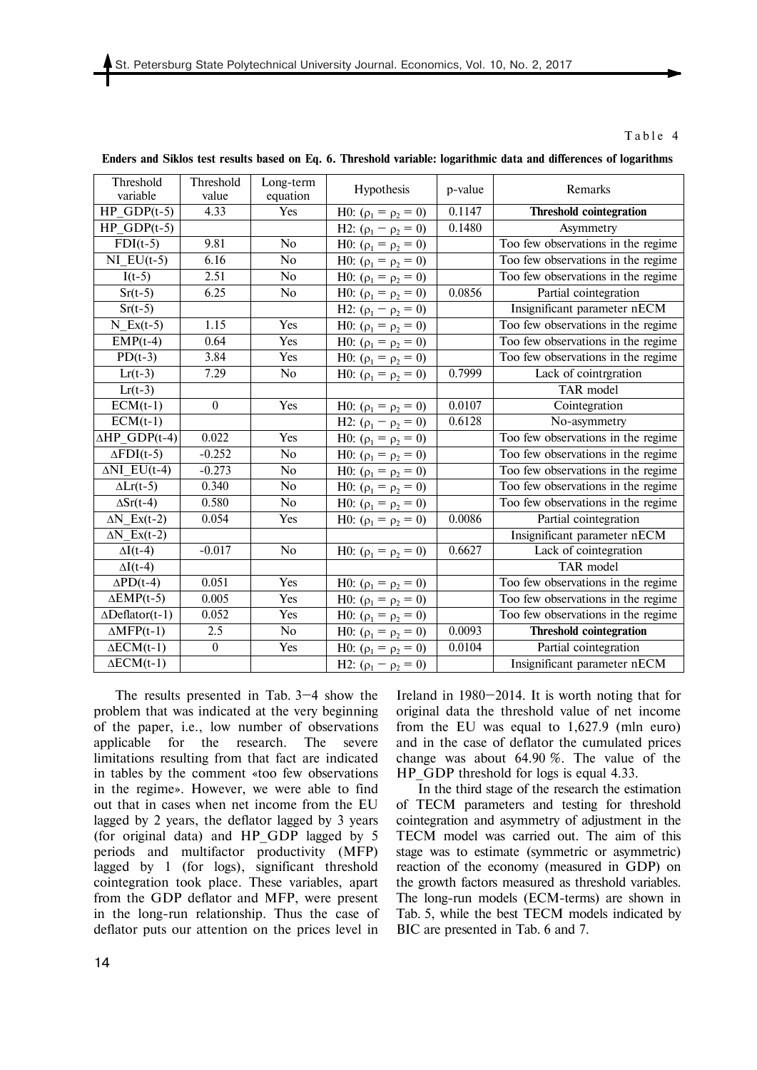Table 4

**Enders and Siklos test results based on Eq. 6. Threshold variable: logarithmic data and differences of logarithms**

| Threshold variable | Threshold value | Long-term equation | Hypothesis | p-value | Remarks |
|---|---|---|---|---|---|
| HP_GDP(t-5) | 4.33 | Yes | H0: $(\rho_1 = \rho_2 = 0)$ | 0.1147 | **Threshold cointegration** |
| HP_GDP(t-5) | | | H2: $(\rho_1 - \rho_2 = 0)$ | 0.1480 | Asymmetry |
| FDI(t-5) | 9.81 | No | H0: $(\rho_1 = \rho_2 = 0)$ | | Too few observations in the regime |
| NI_EU(t-5) | 6.16 | No | H0: $(\rho_1 = \rho_2 = 0)$ | | Too few observations in the regime |
| I(t-5) | 2.51 | No | H0: $(\rho_1 = \rho_2 = 0)$ | | Too few observations in the regime |
| Sr(t-5) | 6.25 | No | H0: $(\rho_1 = \rho_2 = 0)$ | 0.0856 | Partial cointegration |
| Sr(t-5) | | | H2: $(\rho_1 - \rho_2 = 0)$ | | Insignificant parameter nECM |
| N_Ex(t-5) | 1.15 | Yes | H0: $(\rho_1 = \rho_2 = 0)$ | | Too few observations in the regime |
| EMP(t-4) | 0.64 | Yes | H0: $(\rho_1 = \rho_2 = 0)$ | | Too few observations in the regime |
| PD(t-3) | 3.84 | Yes | H0: $(\rho_1 = \rho_2 = 0)$ | | Too few observations in the regime |
| Lr(t-3) | 7.29 | No | H0: $(\rho_1 = \rho_2 = 0)$ | 0.7999 | Lack of cointrgration |
| Lr(t-3) | | | | | TAR model |
| ECM(t-1) | 0 | Yes | H0: $(\rho_1 = \rho_2 = 0)$ | 0.0107 | Cointegration |
| ECM(t-1) | | | H2: $(\rho_1 - \rho_2 = 0)$ | 0.6128 | No-asymmetry |
| ΔHP_GDP(t-4) | 0.022 | Yes | H0: $(\rho_1 = \rho_2 = 0)$ | | Too few observations in the regime |
| ΔFDI(t-5) | -0.252 | No | H0: $(\rho_1 = \rho_2 = 0)$ | | Too few observations in the regime |
| ΔNI_EU(t-4) | -0.273 | No | H0: $(\rho_1 = \rho_2 = 0)$ | | Too few observations in the regime |
| ΔLr(t-5) | 0.340 | No | H0: $(\rho_1 = \rho_2 = 0)$ | | Too few observations in the regime |
| ΔSr(t-4) | 0.580 | No | H0: $(\rho_1 = \rho_2 = 0)$ | | Too few observations in the regime |
| ΔN_Ex(t-2) | 0.054 | Yes | H0: $(\rho_1 = \rho_2 = 0)$ | 0.0086 | Partial cointegration |
| ΔN_Ex(t-2) | | | | | Insignificant parameter nECM |
| ΔI(t-4) | -0.017 | No | H0: $(\rho_1 = \rho_2 = 0)$ | 0.6627 | Lack of cointegration |
| ΔI(t-4) | | | | | TAR model |
| ΔPD(t-4) | 0.051 | Yes | H0: $(\rho_1 = \rho_2 = 0)$ | | Too few observations in the regime |
| ΔEMP(t-5) | 0.005 | Yes | H0: $(\rho_1 = \rho_2 = 0)$ | | Too few observations in the regime |
| ΔDeflator(t-1) | 0.052 | Yes | H0: $(\rho_1 = \rho_2 = 0)$ | | Too few observations in the regime |
| ΔMFP(t-1) | 2.5 | No | H0: $(\rho_1 = \rho_2 = 0)$ | 0.0093 | **Threshold cointegration** |
| ΔECM(t-1) | 0 | Yes | H0: $(\rho_1 = \rho_2 = 0)$ | 0.0104 | Partial cointegration |
| ΔECM(t-1) | | | H2: $(\rho_1 - \rho_2 = 0)$ | | Insignificant parameter nECM |

The results presented in Tab. 3–4 show the problem that was indicated at the very beginning of the paper, i.e., low number of observations applicable for the research. The severe limitations resulting from that fact are indicated in tables by the comment «too few observations in the regime». However, we were able to find out that in cases when net income from the EU lagged by 2 years, the deflator lagged by 3 years (for original data) and HP_GDP lagged by 5 periods and multifactor productivity (MFP) lagged by 1 (for logs), significant threshold cointegration took place. These variables, apart from the GDP deflator and MFP, were present in the long-run relationship. Thus the case of deflator puts our attention on the prices level in Ireland in 1980–2014. It is worth noting that for original data the threshold value of net income from the EU was equal to 1,627.9 (mln euro) and in the case of deflator the cumulated prices change was about 64.90 %. The value of the HP_GDP threshold for logs is equal 4.33.

In the third stage of the research the estimation of TECM parameters and testing for threshold cointegration and asymmetry of adjustment in the TECM model was carried out. The aim of this stage was to estimate (symmetric or asymmetric) reaction of the economy (measured in GDP) on the growth factors measured as threshold variables. The long-run models (ECM-terms) are shown in Tab. 5, while the best TECM models indicated by BIC are presented in Tab. 6 and 7.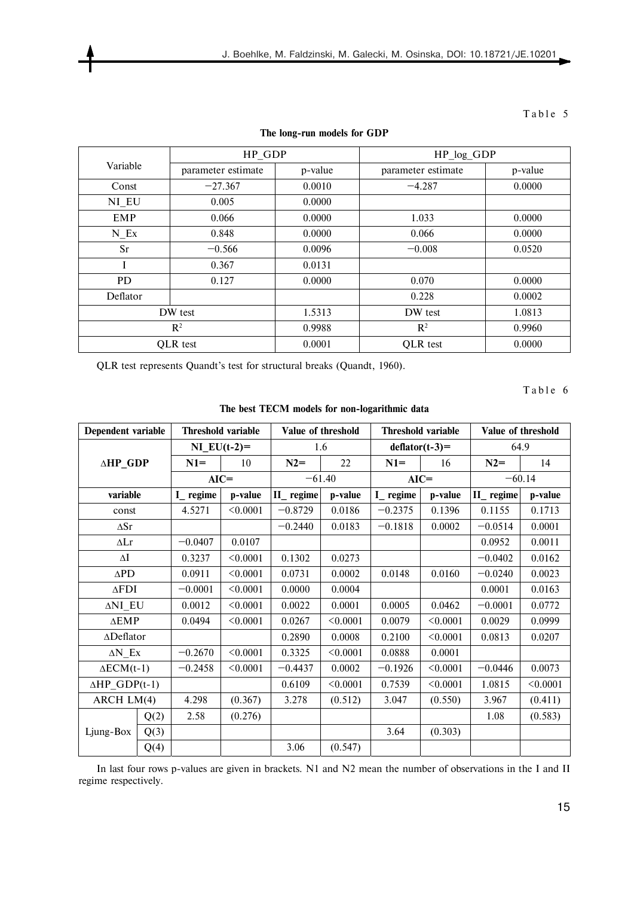Table 5

**The long-run models for GDP**

| Variable | HP_GDP | | HP_log_GDP | |
|---|---|---|---|---|
| | parameter estimate | p-value | parameter estimate | p-value |
| Const | −27.367 | 0.0010 | −4.287 | 0.0000 |
| NI_EU | 0.005 | 0.0000 | | |
| EMP | 0.066 | 0.0000 | 1.033 | 0.0000 |
| N_Ex | 0.848 | 0.0000 | 0.066 | 0.0000 |
| Sr | −0.566 | 0.0096 | −0.008 | 0.0520 |
| I | 0.367 | 0.0131 | | |
| PD | 0.127 | 0.0000 | 0.070 | 0.0000 |
| Deflator | | | 0.228 | 0.0002 |
| DW test | | 1.5313 | DW test | 1.0813 |
| $R^2$ | | 0.9988 | $R^2$ | 0.9960 |
| QLR test | | 0.0001 | QLR test | 0.0000 |

QLR test represents Quandt's test for structural breaks (Quandt, 1960).

Table 6

**The best TECM models for non-logarithmic data**

| Dependent variable | | Threshold variable | | Value of threshold | | Threshold variable | | Value of threshold | |
|---|---|---|---|---|---|---|---|---|---|
| ΔHP_GDP | | NI_EU(t-2)= | | 1.6 | | deflator(t-3)= | | 64.9 | |
| | | N1= | 10 | N2= | 22 | N1= | 16 | N2= | 14 |
| | | AIC= | | −61.40 | | AIC= | | −60.14 | |
| variable | | I_ regime | p-value | II_ regime | p-value | I_ regime | p-value | II_ regime | p-value |
| const | | 4.5271 | <0.0001 | −0.8729 | 0.0186 | −0.2375 | 0.1396 | 0.1155 | 0.1713 |
| ΔSr | | | | −0.2440 | 0.0183 | −0.1818 | 0.0002 | −0.0514 | 0.0001 |
| ΔLr | | −0.0407 | 0.0107 | | | | | 0.0952 | 0.0011 |
| ΔI | | 0.3237 | <0.0001 | 0.1302 | 0.0273 | | | −0.0402 | 0.0162 |
| ΔPD | | 0.0911 | <0.0001 | 0.0731 | 0.0002 | 0.0148 | 0.0160 | −0.0240 | 0.0023 |
| ΔFDI | | −0.0001 | <0.0001 | 0.0000 | 0.0004 | | | 0.0001 | 0.0163 |
| ΔNI_EU | | 0.0012 | <0.0001 | 0.0022 | 0.0001 | 0.0005 | 0.0462 | −0.0001 | 0.0772 |
| ΔEMP | | 0.0494 | <0.0001 | 0.0267 | <0.0001 | 0.0079 | <0.0001 | 0.0029 | 0.0999 |
| ΔDeflator | | | | 0.2890 | 0.0008 | 0.2100 | <0.0001 | 0.0813 | 0.0207 |
| ΔN_Ex | | −0.2670 | <0.0001 | 0.3325 | <0.0001 | 0.0888 | 0.0001 | | |
| ΔECM(t-1) | | −0.2458 | <0.0001 | −0.4437 | 0.0002 | −0.1926 | <0.0001 | −0.0446 | 0.0073 |
| ΔHP_GDP(t-1) | | | | 0.6109 | <0.0001 | 0.7539 | <0.0001 | 1.0815 | <0.0001 |
| ARCH LM(4) | | 4.298 | (0.367) | 3.278 | (0.512) | 3.047 | (0.550) | 3.967 | (0.411) |
| Ljung-Box | Q(2) | 2.58 | (0.276) | | | | | 1.08 | (0.583) |
| | Q(3) | | | | | 3.64 | (0.303) | | |
| | Q(4) | | | 3.06 | (0.547) | | | | |

In last four rows p-values are given in brackets. N1 and N2 mean the number of observations in the I and II regime respectively.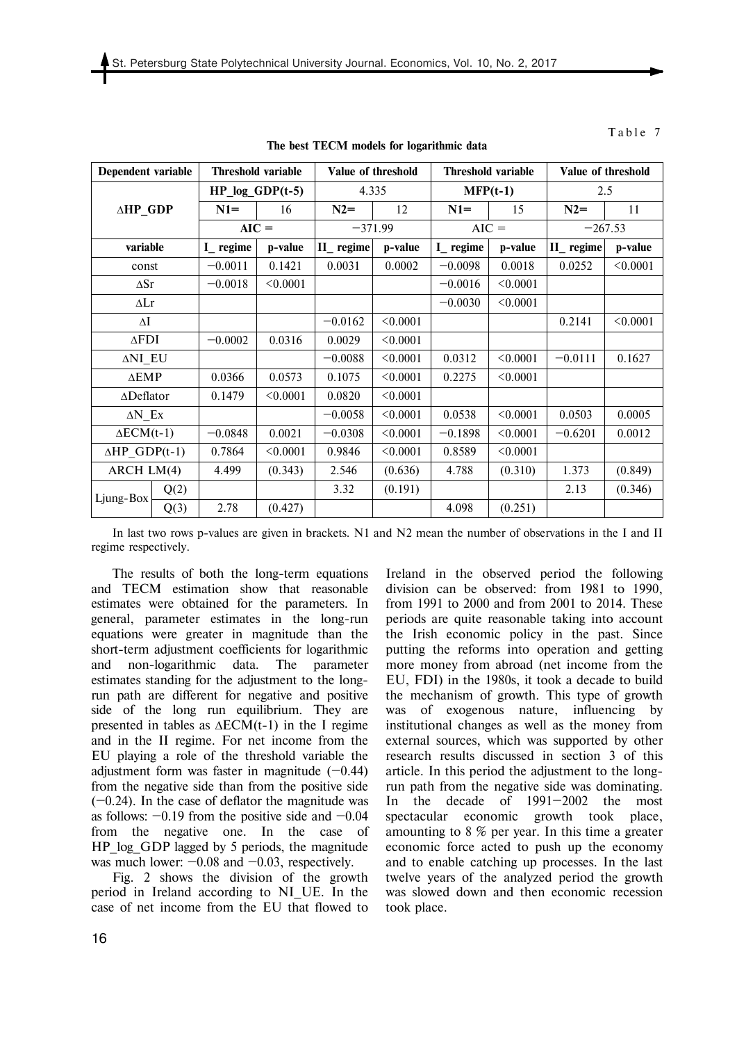Table 7

**The best TECM models for logarithmic data**

| Dependent variable | | Threshold variable | | Value of threshold | | Threshold variable | | Value of threshold | |
|---|---|---|---|---|---|---|---|---|---|
| ΔHP_GDP | | **HP_log_GDP(t-5)** | | 4.335 | | **MFP(t-1)** | | 2.5 | |
| | | **N1=** | 16 | **N2=** | 12 | **N1=** | 15 | **N2=** | 11 |
| | | **AIC =** | | −371.99 | | AIC = | | −267.53 | |
| **variable** | | **I_ regime** | **p-value** | **II_ regime** | **p-value** | **I_ regime** | **p-value** | **II_ regime** | **p-value** |
| const | | −0.0011 | 0.1421 | 0.0031 | 0.0002 | −0.0098 | 0.0018 | 0.0252 | <0.0001 |
| ΔSr | | −0.0018 | <0.0001 | | | −0.0016 | <0.0001 | | |
| ΔLr | | | | | | −0.0030 | <0.0001 | | |
| ΔI | | | | −0.0162 | <0.0001 | | | 0.2141 | <0.0001 |
| ΔFDI | | −0.0002 | 0.0316 | 0.0029 | <0.0001 | | | | |
| ΔNI_EU | | | | −0.0088 | <0.0001 | 0.0312 | <0.0001 | −0.0111 | 0.1627 |
| ΔEMP | | 0.0366 | 0.0573 | 0.1075 | <0.0001 | 0.2275 | <0.0001 | | |
| ΔDeflator | | 0.1479 | <0.0001 | 0.0820 | <0.0001 | | | | |
| ΔN_Ex | | | | −0.0058 | <0.0001 | 0.0538 | <0.0001 | 0.0503 | 0.0005 |
| ΔECM(t-1) | | −0.0848 | 0.0021 | −0.0308 | <0.0001 | −0.1898 | <0.0001 | −0.6201 | 0.0012 |
| ΔHP_GDP(t-1) | | 0.7864 | <0.0001 | 0.9846 | <0.0001 | 0.8589 | <0.0001 | | |
| ARCH LM(4) | | 4.499 | (0.343) | 2.546 | (0.636) | 4.788 | (0.310) | 1.373 | (0.849) |
| Ljung-Box | Q(2) | | | 3.32 | (0.191) | | | 2.13 | (0.346) |
| | Q(3) | 2.78 | (0.427) | | | 4.098 | (0.251) | | |

In last two rows p-values are given in brackets. N1 and N2 mean the number of observations in the I and II regime respectively.

The results of both the long-term equations and TECM estimation show that reasonable estimates were obtained for the parameters. In general, parameter estimates in the long-run equations were greater in magnitude than the short-term adjustment coefficients for logarithmic and non-logarithmic data. The parameter estimates standing for the adjustment to the long-run path are different for negative and positive side of the long run equilibrium. They are presented in tables as ΔECM(t-1) in the I regime and in the II regime. For net income from the EU playing a role of the threshold variable the adjustment form was faster in magnitude (−0.44) from the negative side than from the positive side (−0.24). In the case of deflator the magnitude was as follows: −0.19 from the positive side and −0.04 from the negative one. In the case of HP_log_GDP lagged by 5 periods, the magnitude was much lower: −0.08 and −0.03, respectively.

Fig. 2 shows the division of the growth period in Ireland according to NI_UE. In the case of net income from the EU that flowed to Ireland in the observed period the following division can be observed: from 1981 to 1990, from 1991 to 2000 and from 2001 to 2014. These periods are quite reasonable taking into account the Irish economic policy in the past. Since putting the reforms into operation and getting more money from abroad (net income from the EU, FDI) in the 1980s, it took a decade to build the mechanism of growth. This type of growth was of exogenous nature, influencing by institutional changes as well as the money from external sources, which was supported by other research results discussed in section 3 of this article. In this period the adjustment to the long-run path from the negative side was dominating. In the decade of 1991−2002 the most spectacular economic growth took place, amounting to 8 % per year. In this time a greater economic force acted to push up the economy and to enable catching up processes. In the last twelve years of the analyzed period the growth was slowed down and then economic recession took place.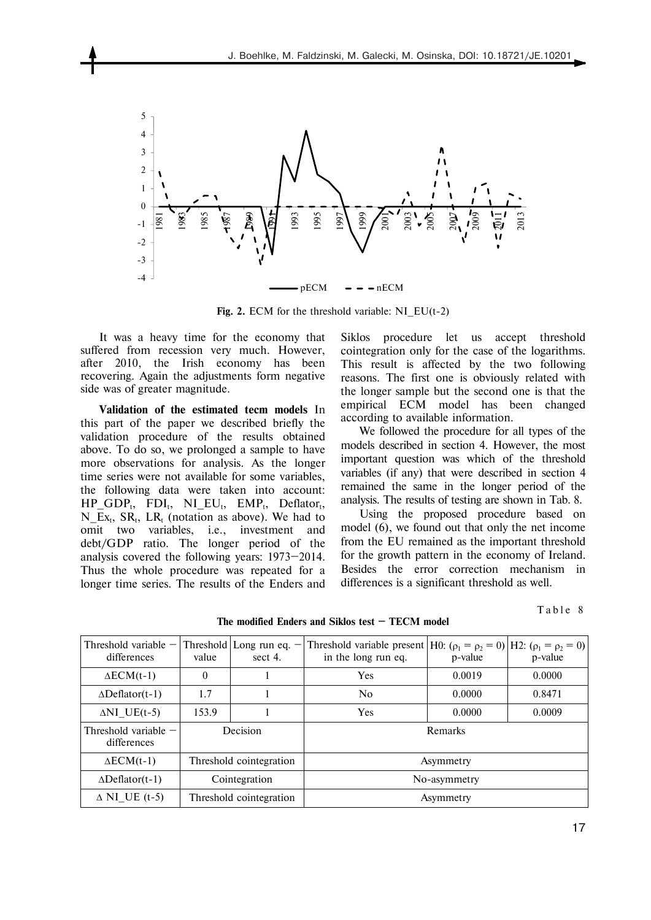**Fig. 2.** ECM for the threshold variable: NI_EU(t-2)

It was a heavy time for the economy that suffered from recession very much. However, after 2010, the Irish economy has been recovering. Again the adjustments form negative side was of greater magnitude.

**Validation of the estimated tecm models** In this part of the paper we described briefly the validation procedure of the results obtained above. To do so, we prolonged a sample to have more observations for analysis. As the longer time series were not available for some variables, the following data were taken into account: $HP\_GDP_t$, $FDI_t$, $NI\_EU_t$, $EMP_t$, $Deflator_t$, $N\_Ex_t$, $SR_t$, $LR_t$ (notation as above). We had to omit two variables, i.e., investment and debt/GDP ratio. The longer period of the analysis covered the following years: 1973–2014. Thus the whole procedure was repeated for a longer time series. The results of the Enders and Siklos procedure let us accept threshold cointegration only for the case of the logarithms. This result is affected by the two following reasons. The first one is obviously related with the longer sample but the second one is that the empirical ECM model has been changed according to available information.

We followed the procedure for all types of the models described in section 4. However, the most important question was which of the threshold variables (if any) that were described in section 4 remained the same in the longer period of the analysis. The results of testing are shown in Tab. 8.

Using the proposed procedure based on model (6), we found out that only the net income from the EU remained as the important threshold for the growth pattern in the economy of Ireland. Besides the error correction mechanism in differences is a significant threshold as well.

Table 8

**The modified Enders and Siklos test – TECM model**

| Threshold variable – differences | Threshold value | Long run eq. – sect 4. | Threshold variable present in the long run eq. | H0: ($\rho_1 = \rho_2 = 0$) p-value | H2: ($\rho_1 = \rho_2 = 0$) p-value |
|---|---|---|---|---|---|
| $\Delta$ECM(t-1) | 0 | 1 | Yes | 0.0019 | 0.0000 |
| $\Delta$Deflator(t-1) | 1.7 | 1 | No | 0.0000 | 0.8471 |
| $\Delta$NI_UE(t-5) | 153.9 | 1 | Yes | 0.0000 | 0.0009 |
| Threshold variable – differences | Decision | | Remarks | | |
| $\Delta$ECM(t-1) | Threshold cointegration | | Asymmetry | | |
| $\Delta$Deflator(t-1) | Cointegration | | No-asymmetry | | |
| $\Delta$ NI_UE (t-5) | Threshold cointegration | | Asymmetry | | |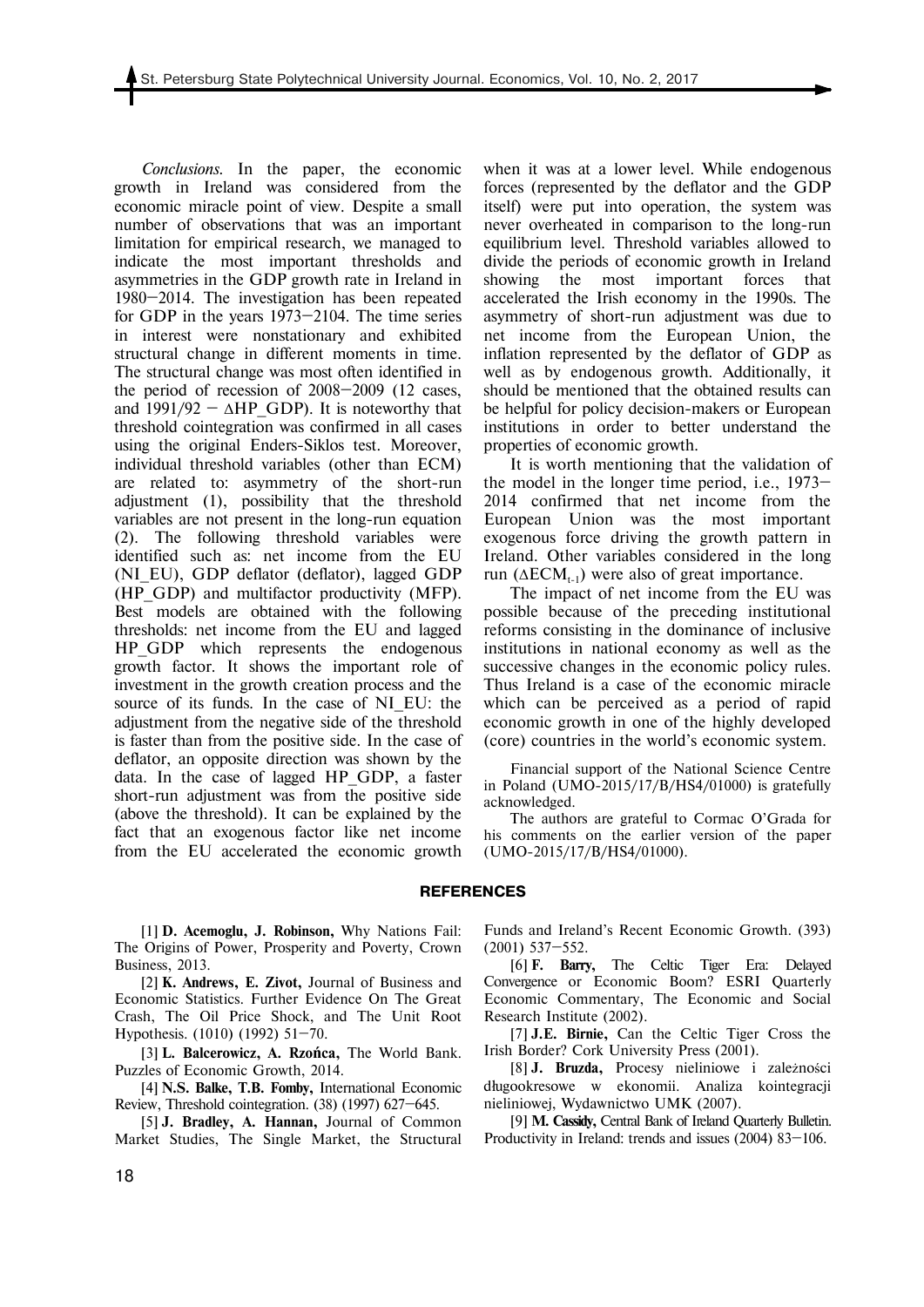*Conclusions.* In the paper, the economic growth in Ireland was considered from the economic miracle point of view. Despite a small number of observations that was an important limitation for empirical research, we managed to indicate the most important thresholds and asymmetries in the GDP growth rate in Ireland in 1980–2014. The investigation has been repeated for GDP in the years 1973–2104. The time series in interest were nonstationary and exhibited structural change in different moments in time. The structural change was most often identified in the period of recession of 2008–2009 (12 cases, and 1991/92 – ΔHP_GDP). It is noteworthy that threshold cointegration was confirmed in all cases using the original Enders-Siklos test. Moreover, individual threshold variables (other than ECM) are related to: asymmetry of the short-run adjustment (1), possibility that the threshold variables are not present in the long-run equation (2). The following threshold variables were identified such as: net income from the EU (NI_EU), GDP deflator (deflator), lagged GDP (HP_GDP) and multifactor productivity (MFP). Best models are obtained with the following thresholds: net income from the EU and lagged HP_GDP which represents the endogenous growth factor. It shows the important role of investment in the growth creation process and the source of its funds. In the case of NI_EU: the adjustment from the negative side of the threshold is faster than from the positive side. In the case of deflator, an opposite direction was shown by the data. In the case of lagged HP_GDP, a faster short-run adjustment was from the positive side (above the threshold). It can be explained by the fact that an exogenous factor like net income from the EU accelerated the economic growth when it was at a lower level. While endogenous forces (represented by the deflator and the GDP itself) were put into operation, the system was never overheated in comparison to the long-run equilibrium level. Threshold variables allowed to divide the periods of economic growth in Ireland showing the most important forces that accelerated the Irish economy in the 1990s. The asymmetry of short-run adjustment was due to net income from the European Union, the inflation represented by the deflator of GDP as well as by endogenous growth. Additionally, it should be mentioned that the obtained results can be helpful for policy decision-makers or European institutions in order to better understand the properties of economic growth.

It is worth mentioning that the validation of the model in the longer time period, i.e., 1973–2014 confirmed that net income from the European Union was the most important exogenous force driving the growth pattern in Ireland. Other variables considered in the long run ($\Delta ECM_{t-1}$) were also of great importance.

The impact of net income from the EU was possible because of the preceding institutional reforms consisting in the dominance of inclusive institutions in national economy as well as the successive changes in the economic policy rules. Thus Ireland is a case of the economic miracle which can be perceived as a period of rapid economic growth in one of the highly developed (core) countries in the world's economic system.

Financial support of the National Science Centre in Poland (UMO-2015/17/B/HS4/01000) is gratefully acknowledged.

The authors are grateful to Cormac O'Grada for his comments on the earlier version of the paper (UMO-2015/17/B/HS4/01000).

## REFERENCES

[1] **D. Acemoglu, J. Robinson,** Why Nations Fail: The Origins of Power, Prosperity and Poverty, Crown Business, 2013.

[2] **K. Andrews, E. Zivot,** Journal of Business and Economic Statistics. Further Evidence On The Great Crash, The Oil Price Shock, and The Unit Root Hypothesis. (1010) (1992) 51–70.

[3] **L. Balcerowicz, A. Rzońca,** The World Bank. Puzzles of Economic Growth, 2014.

[4] **N.S. Balke, T.B. Fomby,** International Economic Review, Threshold cointegration. (38) (1997) 627–645.

[5] **J. Bradley, A. Hannan,** Journal of Common Market Studies, The Single Market, the Structural Funds and Ireland's Recent Economic Growth. (393) (2001) 537–552.

[6] **F. Barry,** The Celtic Tiger Era: Delayed Convergence or Economic Boom? ESRI Quarterly Economic Commentary, The Economic and Social Research Institute (2002).

[7] **J.E. Birnie,** Can the Celtic Tiger Cross the Irish Border? Cork University Press (2001).

[8] **J. Bruzda,** Procesy nieliniowe i zależności długookresowe w ekonomii. Analiza kointegracji nieliniowej, Wydawnictwo UMK (2007).

[9] **M. Cassidy,** Central Bank of Ireland Quarterly Bulletin. Productivity in Ireland: trends and issues (2004) 83–106.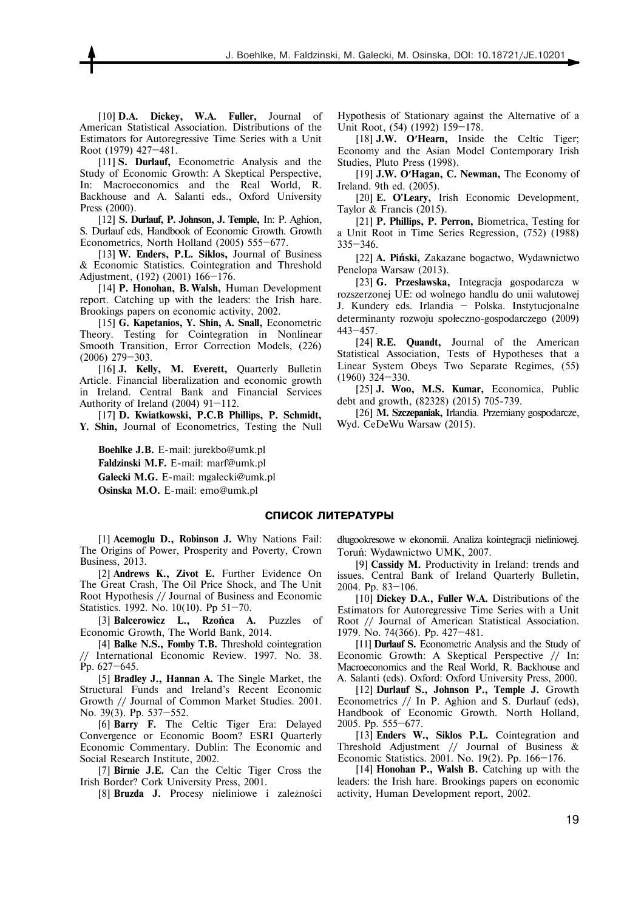[10] **D.A. Dickey, W.A. Fuller,** Journal of American Statistical Association. Distributions of the Estimators for Autoregressive Time Series with a Unit Root (1979) 427–481.

[11] **S. Durlauf,** Econometric Analysis and the Study of Economic Growth: A Skeptical Perspective, In: Macroeconomics and the Real World, R. Backhouse and A. Salanti eds., Oxford University Press (2000).

[12] **S. Durlauf, P. Johnson, J. Temple,** In: P. Aghion, S. Durlauf eds, Handbook of Economic Growth. Growth Econometrics, North Holland (2005) 555–677.

[13] **W. Enders, P.L. Siklos,** Journal of Business & Economic Statistics. Cointegration and Threshold Adjustment, (192) (2001) 166–176.

[14] **P. Honohan, B. Walsh,** Human Development report. Catching up with the leaders: the Irish hare. Brookings papers on economic activity, 2002.

[15] **G. Kapetanios, Y. Shin, A. Snall,** Econometric Theory. Testing for Cointegration in Nonlinear Smooth Transition, Error Correction Models, (226) (2006) 279–303.

[16] **J. Kelly, M. Everett,** Quarterly Bulletin Article. Financial liberalization and economic growth in Ireland. Central Bank and Financial Services Authority of Ireland (2004) 91–112.

[17] **D. Kwiatkowski, P.C.B Phillips, P. Schmidt, Y. Shin,** Journal of Econometrics, Testing the Null Hypothesis of Stationary against the Alternative of a Unit Root, (54) (1992) 159–178.

[18] **J.W. O'Hearn,** Inside the Celtic Tiger; Economy and the Asian Model Contemporary Irish Studies, Pluto Press (1998).

[19] **J.W. O'Hagan, C. Newman,** The Economy of Ireland. 9th ed. (2005).

[20] **E. O'Leary,** Irish Economic Development, Taylor & Francis (2015).

[21] **P. Phillips, P. Perron,** Biometrica, Testing for a Unit Root in Time Series Regression, (752) (1988) 335–346.

[22] **A. Piński,** Zakazane bogactwo, Wydawnictwo Penelopa Warsaw (2013).

[23] **G. Przesławska,** Integracja gospodarcza w rozszerzonej UE: od wolnego handlu do unii walutowej J. Kundery eds. Irlandia – Polska. Instytucjonalne determinanty rozwoju społeczno-gospodarczego (2009) 443–457.

[24] **R.E. Quandt,** Journal of the American Statistical Association, Tests of Hypotheses that a Linear System Obeys Two Separate Regimes, (55) (1960) 324–330.

[25] **J. Woo, M.S. Kumar,** Economica, Public debt and growth, (82328) (2015) 705-739.

[26] **M. Szczepaniak,** Irlandia. Przemiany gospodarcze, Wyd. CeDeWu Warsaw (2015).

**Boehlke J.B.** E-mail: jurekbo@umk.pl
**Faldzinski M.F.** E-mail: marf@umk.pl
**Galecki M.G.** E-mail: mgalecki@umk.pl
**Osinska M.O.** E-mail: emo@umk.pl

## СПИСОК ЛИТЕРАТУРЫ

[1] **Acemoglu D., Robinson J.** Why Nations Fail: The Origins of Power, Prosperity and Poverty, Crown Business, 2013.

[2] **Andrews K., Zivot E.** Further Evidence On The Great Crash, The Oil Price Shock, and The Unit Root Hypothesis // Journal of Business and Economic Statistics. 1992. No. 10(10). Pp 51–70.

[3] **Balcerowicz L., Rzońca A.** Puzzles of Economic Growth, The World Bank, 2014.

[4] **Balke N.S., Fomby T.B.** Threshold cointegration // International Economic Review. 1997. No. 38. Pp. 627–645.

[5] **Bradley J., Hannan A.** The Single Market, the Structural Funds and Ireland's Recent Economic Growth // Journal of Common Market Studies. 2001. No. 39(3). Pp. 537–552.

[6] **Barry F.** The Celtic Tiger Era: Delayed Convergence or Economic Boom? ESRI Quarterly Economic Commentary. Dublin: The Economic and Social Research Institute, 2002.

[7] **Birnie J.E.** Can the Celtic Tiger Cross the Irish Border? Cork University Press, 2001.

[8] **Bruzda J.** Procesy nieliniowe i zależności długookresowe w ekonomii. Analiza kointegracji nieliniowej. Toruń: Wydawnictwo UMK, 2007.

[9] **Cassidy M.** Productivity in Ireland: trends and issues. Central Bank of Ireland Quarterly Bulletin, 2004. Pp. 83–106.

[10] **Dickey D.A., Fuller W.A.** Distributions of the Estimators for Autoregressive Time Series with a Unit Root // Journal of American Statistical Association. 1979. No. 74(366). Pp. 427–481.

[11] **Durlauf S.** Econometric Analysis and the Study of Economic Growth: A Skeptical Perspective // In: Macroeconomics and the Real World, R. Backhouse and A. Salanti (eds). Oxford: Oxford University Press, 2000.

[12] **Durlauf S., Johnson P., Temple J.** Growth Econometrics // In P. Aghion and S. Durlauf (eds), Handbook of Economic Growth. North Holland, 2005. Pp. 555–677.

[13] **Enders W., Siklos P.L.** Cointegration and Threshold Adjustment // Journal of Business & Economic Statistics. 2001. No. 19(2). Pp. 166–176.

[14] **Honohan P., Walsh B.** Catching up with the leaders: the Irish hare. Brookings papers on economic activity, Human Development report, 2002.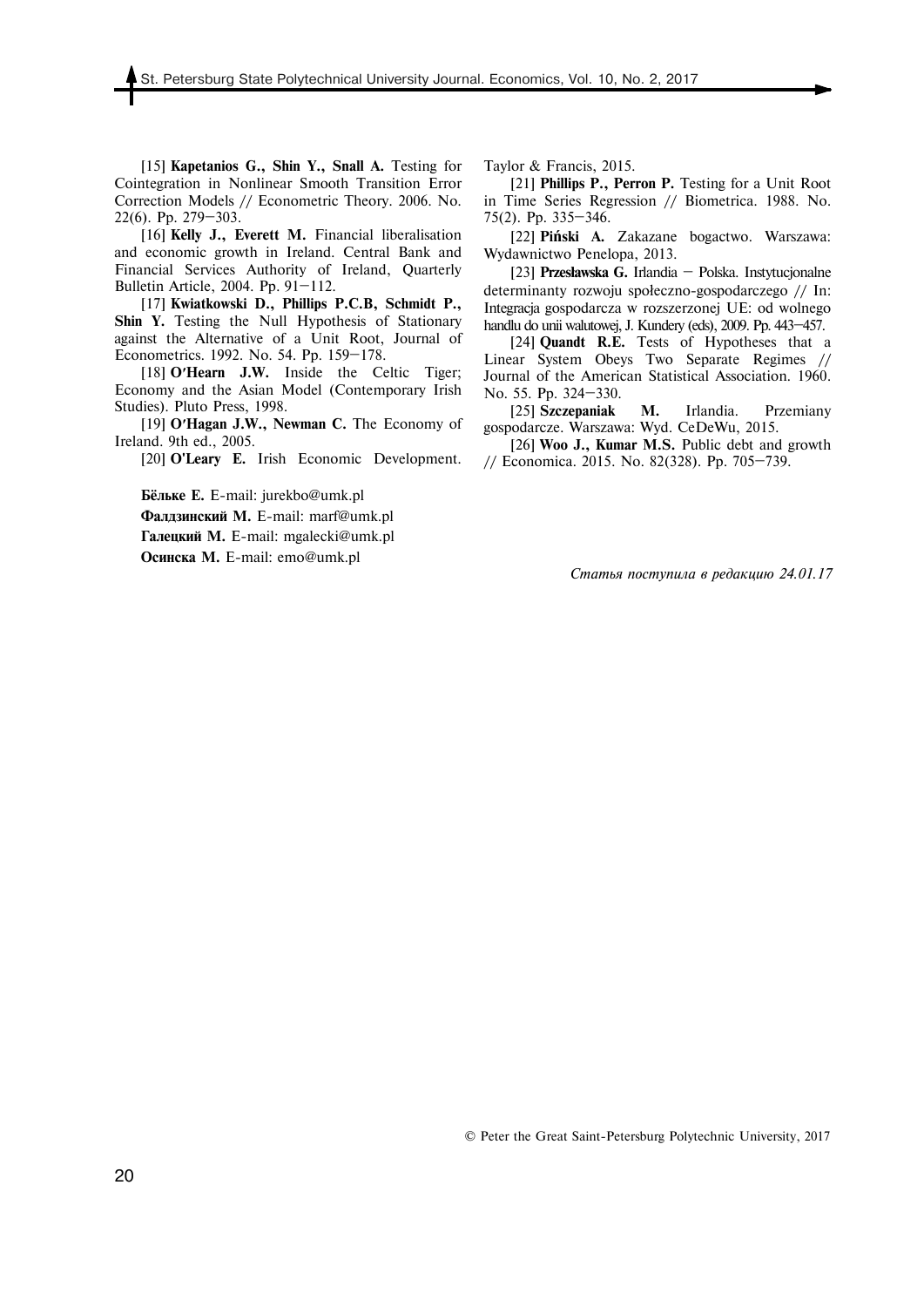[15] **Kapetanios G., Shin Y., Snall A.** Testing for Cointegration in Nonlinear Smooth Transition Error Correction Models // Econometric Theory. 2006. No. 22(6). Pp. 279–303.

[16] **Kelly J., Everett M.** Financial liberalisation and economic growth in Ireland. Central Bank and Financial Services Authority of Ireland, Quarterly Bulletin Article, 2004. Pp. 91–112.

[17] **Kwiatkowski D., Phillips P.C.B, Schmidt P., Shin Y.** Testing the Null Hypothesis of Stationary against the Alternative of a Unit Root, Journal of Econometrics. 1992. No. 54. Pp. 159–178.

[18] **O′Hearn J.W.** Inside the Celtic Tiger; Economy and the Asian Model (Contemporary Irish Studies). Pluto Press, 1998.

[19] **O′Hagan J.W., Newman C.** The Economy of Ireland. 9th ed., 2005.

[20] **O'Leary E.** Irish Economic Development. Taylor & Francis, 2015.

[21] **Phillips P., Perron P.** Testing for a Unit Root in Time Series Regression // Biometrica. 1988. No. 75(2). Pp. 335–346.

[22] **Piński A.** Zakazane bogactwo. Warszawa: Wydawnictwo Penelopa, 2013.

[23] **Przesławska G.** Irlandia – Polska. Instytucjonalne determinanty rozwoju społeczno-gospodarczego // In: Integracja gospodarcza w rozszerzonej UE: od wolnego handlu do unii walutowej, J. Kundery (eds), 2009. Pp. 443–457.

[24] **Quandt R.E.** Tests of Hypotheses that a Linear System Obeys Two Separate Regimes // Journal of the American Statistical Association. 1960. No. 55. Pp. 324–330.

[25] **Szczepaniak M.** Irlandia. Przemiany gospodarcze. Warszawa: Wyd. CeDeWu, 2015.

[26] **Woo J., Kumar M.S.** Public debt and growth // Economica. 2015. No. 82(328). Pp. 705–739.

**Бёльке Е.** E-mail: jurekbo@umk.pl

**Фалдзинский М.** E-mail: marf@umk.pl

**Галецкий М.** E-mail: mgalecki@umk.pl

**Осинска М.** E-mail: emo@umk.pl

*Статья поступила в редакцию 24.01.17*

© Peter the Great Saint-Petersburg Polytechnic University, 2017